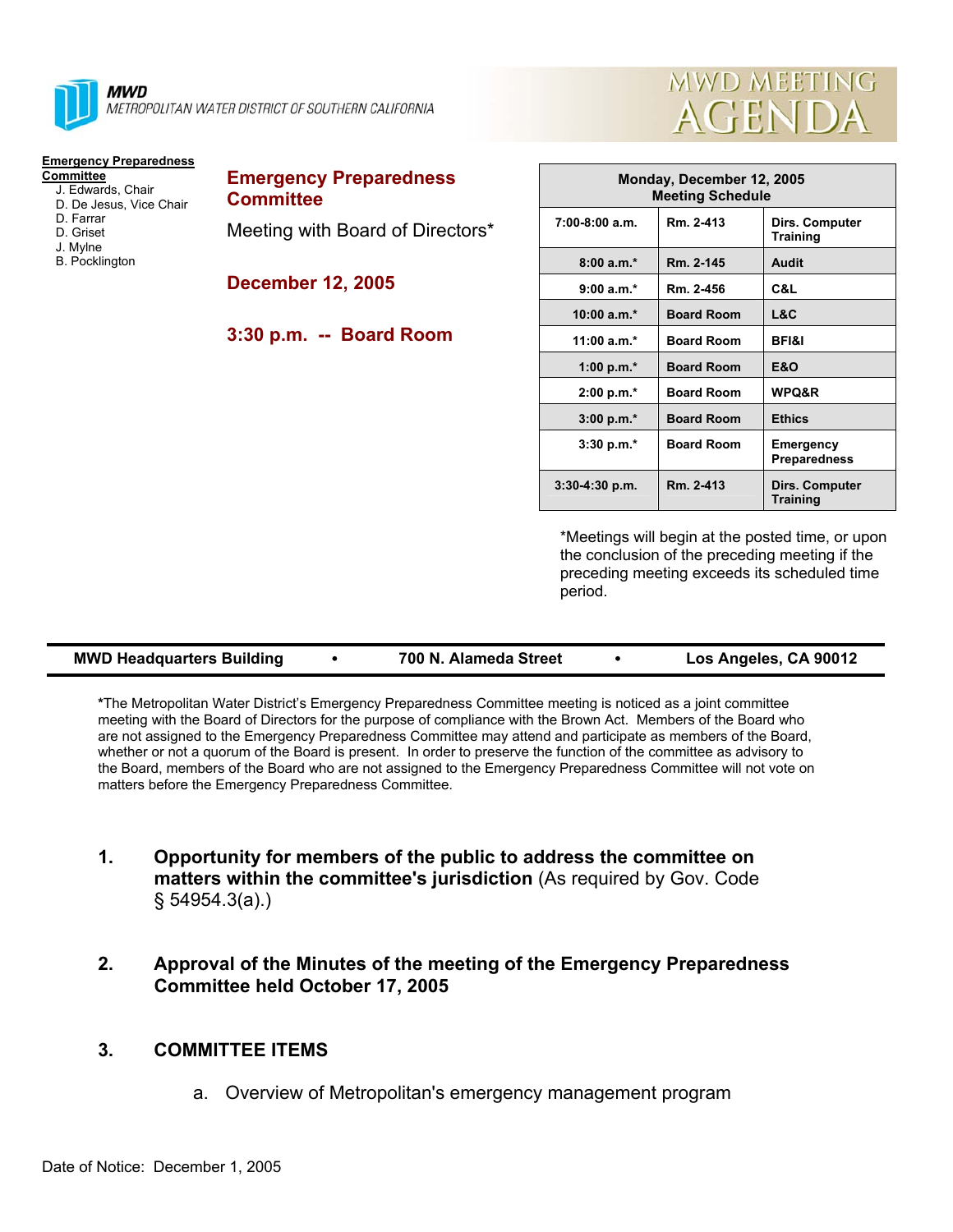**MWD**
METROPOLITAN WATER DISTRICT OF SOUTHERN CALIFORNIA

# MWD MEETING AGENDA

**Emergency Preparedness Committee**
- J. Edwards, Chair
- D. De Jesus, Vice Chair
- D. Farrar
- D. Griset
- J. Mylne
- B. Pocklington

## Emergency Preparedness Committee

Meeting with Board of Directors*

**December 12, 2005**

**3:30 p.m. -- Board Room**

| Monday, December 12, 2005 Meeting Schedule | | |
|---|---|---|
| 7:00-8:00 a.m. | Rm. 2-413 | Dirs. Computer Training |
| 8:00 a.m.* | Rm. 2-145 | Audit |
| 9:00 a.m.* | Rm. 2-456 | C&L |
| 10:00 a.m.* | Board Room | L&C |
| 11:00 a.m.* | Board Room | BFI&I |
| 1:00 p.m.* | Board Room | E&O |
| 2:00 p.m.* | Board Room | WPQ&R |
| 3:00 p.m.* | Board Room | Ethics |
| 3:30 p.m.* | Board Room | Emergency Preparedness |
| 3:30-4:30 p.m. | Rm. 2-413 | Dirs. Computer Training |

*Meetings will begin at the posted time, or upon the conclusion of the preceding meeting if the preceding meeting exceeds its scheduled time period.

**MWD Headquarters Building • 700 N. Alameda Street • Los Angeles, CA 90012**

***The Metropolitan Water District's Emergency Preparedness Committee meeting is noticed as a joint committee meeting with the Board of Directors for the purpose of compliance with the Brown Act. Members of the Board who are not assigned to the Emergency Preparedness Committee may attend and participate as members of the Board, whether or not a quorum of the Board is present. In order to preserve the function of the committee as advisory to the Board, members of the Board who are not assigned to the Emergency Preparedness Committee will not vote on matters before the Emergency Preparedness Committee.

1. **Opportunity for members of the public to address the committee on matters within the committee's jurisdiction** (As required by Gov. Code § 54954.3(a).)

2. **Approval of the Minutes of the meeting of the Emergency Preparedness Committee held October 17, 2005**

3. **COMMITTEE ITEMS**

   a. Overview of Metropolitan's emergency management program

Date of Notice: December 1, 2005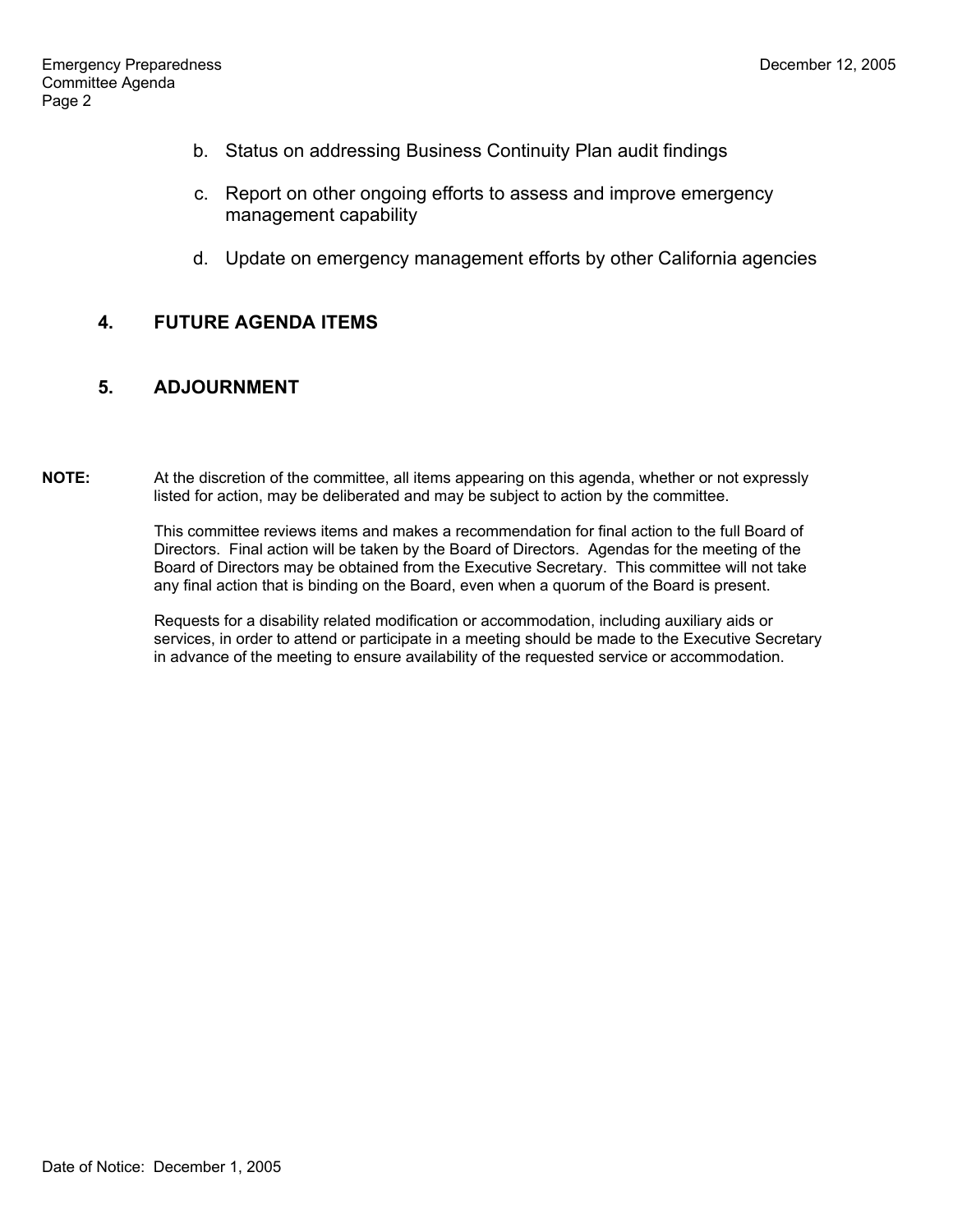b. Status on addressing Business Continuity Plan audit findings

c. Report on other ongoing efforts to assess and improve emergency management capability

d. Update on emergency management efforts by other California agencies

**4. FUTURE AGENDA ITEMS**

**5. ADJOURNMENT**

**NOTE:** At the discretion of the committee, all items appearing on this agenda, whether or not expressly listed for action, may be deliberated and may be subject to action by the committee.

This committee reviews items and makes a recommendation for final action to the full Board of Directors. Final action will be taken by the Board of Directors. Agendas for the meeting of the Board of Directors may be obtained from the Executive Secretary. This committee will not take any final action that is binding on the Board, even when a quorum of the Board is present.

Requests for a disability related modification or accommodation, including auxiliary aids or services, in order to attend or participate in a meeting should be made to the Executive Secretary in advance of the meeting to ensure availability of the requested service or accommodation.

Date of Notice: December 1, 2005